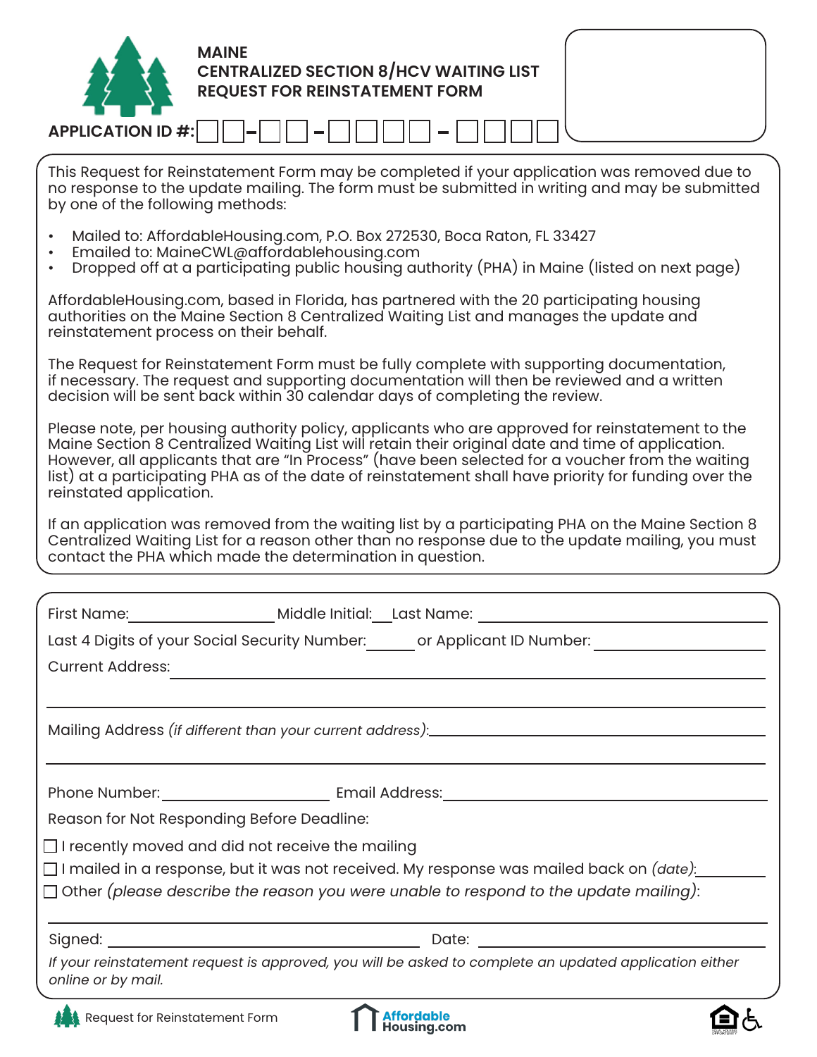# MAINE
# CENTRALIZED SECTION 8/HCV WAITING LIST
# REQUEST FOR REINSTATEMENT FORM

**APPLICATION ID #:** __ __ - __ __ - __ __ __ __ - __ __ __ __

This Request for Reinstatement Form may be completed if your application was removed due to no response to the update mailing. The form must be submitted in writing and may be submitted by one of the following methods:

- Mailed to: AffordableHousing.com, P.O. Box 272530, Boca Raton, FL 33427
- Emailed to: MaineCWL@affordablehousing.com
- Dropped off at a participating public housing authority (PHA) in Maine (listed on next page)

AffordableHousing.com, based in Florida, has partnered with the 20 participating housing authorities on the Maine Section 8 Centralized Waiting List and manages the update and reinstatement process on their behalf.

The Request for Reinstatement Form must be fully complete with supporting documentation, if necessary. The request and supporting documentation will then be reviewed and a written decision will be sent back within 30 calendar days of completing the review.

Please note, per housing authority policy, applicants who are approved for reinstatement to the Maine Section 8 Centralized Waiting List will retain their original date and time of application. However, all applicants that are "In Process" (have been selected for a voucher from the waiting list) at a participating PHA as of the date of reinstatement shall have priority for funding over the reinstated application.

If an application was removed from the waiting list by a participating PHA on the Maine Section 8 Centralized Waiting List for a reason other than no response due to the update mailing, you must contact the PHA which made the determination in question.

First Name: ____________________ Middle Initial: ___ Last Name: ____________________________

Last 4 Digits of your Social Security Number: ______ or Applicant ID Number: ____________________

Current Address: ______________________________________________________________

______________________________________________________________________________

Mailing Address *(if different than your current address)*: ________________________________

______________________________________________________________________________

Phone Number: ____________________ Email Address: ____________________________________

Reason for Not Responding Before Deadline:

☐ I recently moved and did not receive the mailing

☐ I mailed in a response, but it was not received. My response was mailed back on *(date)*: __________

☐ Other *(please describe the reason you were unable to respond to the update mailing)*:

______________________________________________________________________________

Signed: ________________________________ Date: ________________________________

*If your reinstatement request is approved, you will be asked to complete an updated application either online or by mail.*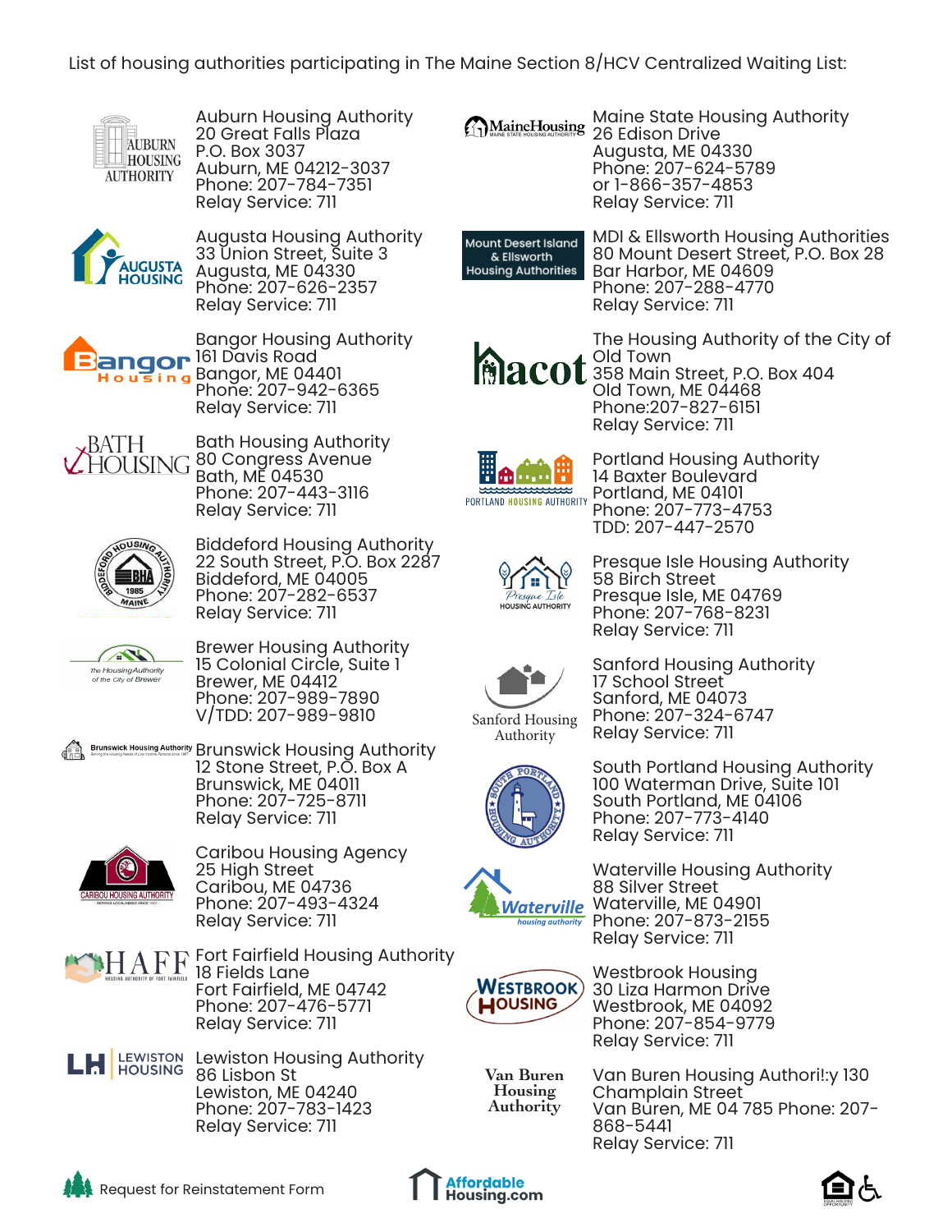List of housing authorities participating in The Maine Section 8/HCV Centralized Waiting List:

Auburn Housing Authority
20 Great Falls Plaza
P.O. Box 3037
Auburn, ME 04212-3037
Phone: 207-784-7351
Relay Service: 711

Augusta Housing Authority
33 Union Street, Suite 3
Augusta, ME 04330
Phone: 207-626-2357
Relay Service: 711

Bangor Housing Authority
161 Davis Road
Bangor, ME 04401
Phone: 207-942-6365
Relay Service: 711

Bath Housing Authority
80 Congress Avenue
Bath, ME 04530
Phone: 207-443-3116
Relay Service: 711

Biddeford Housing Authority
22 South Street, P.O. Box 2287
Biddeford, ME 04005
Phone: 207-282-6537
Relay Service: 711

Brewer Housing Authority
15 Colonial Circle, Suite 1
Brewer, ME 04412
Phone: 207-989-7890
V/TDD: 207-989-9810

Brunswick Housing Authority
12 Stone Street, P.O. Box A
Brunswick, ME 04011
Phone: 207-725-8711
Relay Service: 711

Caribou Housing Agency
25 High Street
Caribou, ME 04736
Phone: 207-493-4324
Relay Service: 711

Fort Fairfield Housing Authority
18 Fields Lane
Fort Fairfield, ME 04742
Phone: 207-476-5771
Relay Service: 711

Lewiston Housing Authority
86 Lisbon St
Lewiston, ME 04240
Phone: 207-783-1423
Relay Service: 711

Maine State Housing Authority
26 Edison Drive
Augusta, ME 04330
Phone: 207-624-5789
or 1-866-357-4853
Relay Service: 711

MDI & Ellsworth Housing Authorities
80 Mount Desert Street, P.O. Box 28
Bar Harbor, ME 04609
Phone: 207-288-4770
Relay Service: 711

The Housing Authority of the City of Old Town
358 Main Street, P.O. Box 404
Old Town, ME 04468
Phone:207-827-6151
Relay Service: 711

Portland Housing Authority
14 Baxter Boulevard
Portland, ME 04101
Phone: 207-773-4753
TDD: 207-447-2570

Presque Isle Housing Authority
58 Birch Street
Presque Isle, ME 04769
Phone: 207-768-8231
Relay Service: 711

Sanford Housing Authority
17 School Street
Sanford, ME 04073
Phone: 207-324-6747
Relay Service: 711

South Portland Housing Authority
100 Waterman Drive, Suite 101
South Portland, ME 04106
Phone: 207-773-4140
Relay Service: 711

Waterville Housing Authority
88 Silver Street
Waterville, ME 04901
Phone: 207-873-2155
Relay Service: 711

Westbrook Housing
30 Liza Harmon Drive
Westbrook, ME 04092
Phone: 207-854-9779
Relay Service: 711

Van Buren Housing Authori!:y 130 Champlain Street
Van Buren, ME 04 785 Phone: 207-868-5441
Relay Service: 711

Request for Reinstatement Form